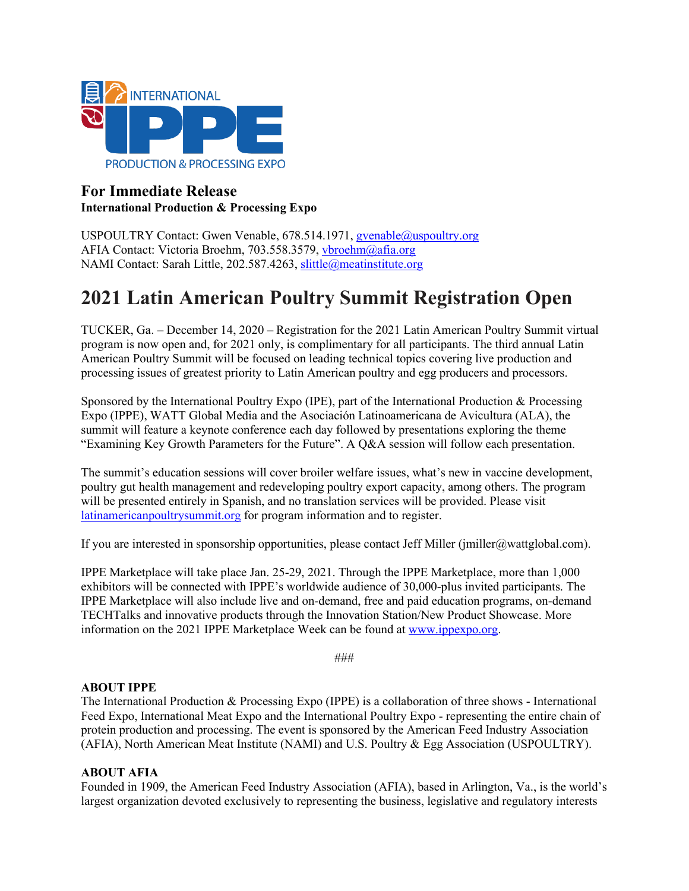**For Immediate Release**
**International Production & Processing Expo**

USPOULTRY Contact: Gwen Venable, 678.514.1971, gvenable@uspoultry.org
AFIA Contact: Victoria Broehm, 703.558.3579, vbroehm@afia.org
NAMI Contact: Sarah Little, 202.587.4263, slittle@meatinstitute.org

# 2021 Latin American Poultry Summit Registration Open

TUCKER, Ga. – December 14, 2020 – Registration for the 2021 Latin American Poultry Summit virtual program is now open and, for 2021 only, is complimentary for all participants. The third annual Latin American Poultry Summit will be focused on leading technical topics covering live production and processing issues of greatest priority to Latin American poultry and egg producers and processors.

Sponsored by the International Poultry Expo (IPE), part of the International Production & Processing Expo (IPPE), WATT Global Media and the Asociación Latinoamericana de Avicultura (ALA), the summit will feature a keynote conference each day followed by presentations exploring the theme "Examining Key Growth Parameters for the Future". A Q&A session will follow each presentation.

The summit's education sessions will cover broiler welfare issues, what's new in vaccine development, poultry gut health management and redeveloping poultry export capacity, among others. The program will be presented entirely in Spanish, and no translation services will be provided. Please visit latinamericanpoultrysummit.org for program information and to register.

If you are interested in sponsorship opportunities, please contact Jeff Miller (jmiller@wattglobal.com).

IPPE Marketplace will take place Jan. 25-29, 2021. Through the IPPE Marketplace, more than 1,000 exhibitors will be connected with IPPE's worldwide audience of 30,000-plus invited participants. The IPPE Marketplace will also include live and on-demand, free and paid education programs, on-demand TECHTalks and innovative products through the Innovation Station/New Product Showcase. More information on the 2021 IPPE Marketplace Week can be found at www.ippexpo.org.

###

**ABOUT IPPE**
The International Production & Processing Expo (IPPE) is a collaboration of three shows - International Feed Expo, International Meat Expo and the International Poultry Expo - representing the entire chain of protein production and processing. The event is sponsored by the American Feed Industry Association (AFIA), North American Meat Institute (NAMI) and U.S. Poultry & Egg Association (USPOULTRY).

**ABOUT AFIA**
Founded in 1909, the American Feed Industry Association (AFIA), based in Arlington, Va., is the world's largest organization devoted exclusively to representing the business, legislative and regulatory interests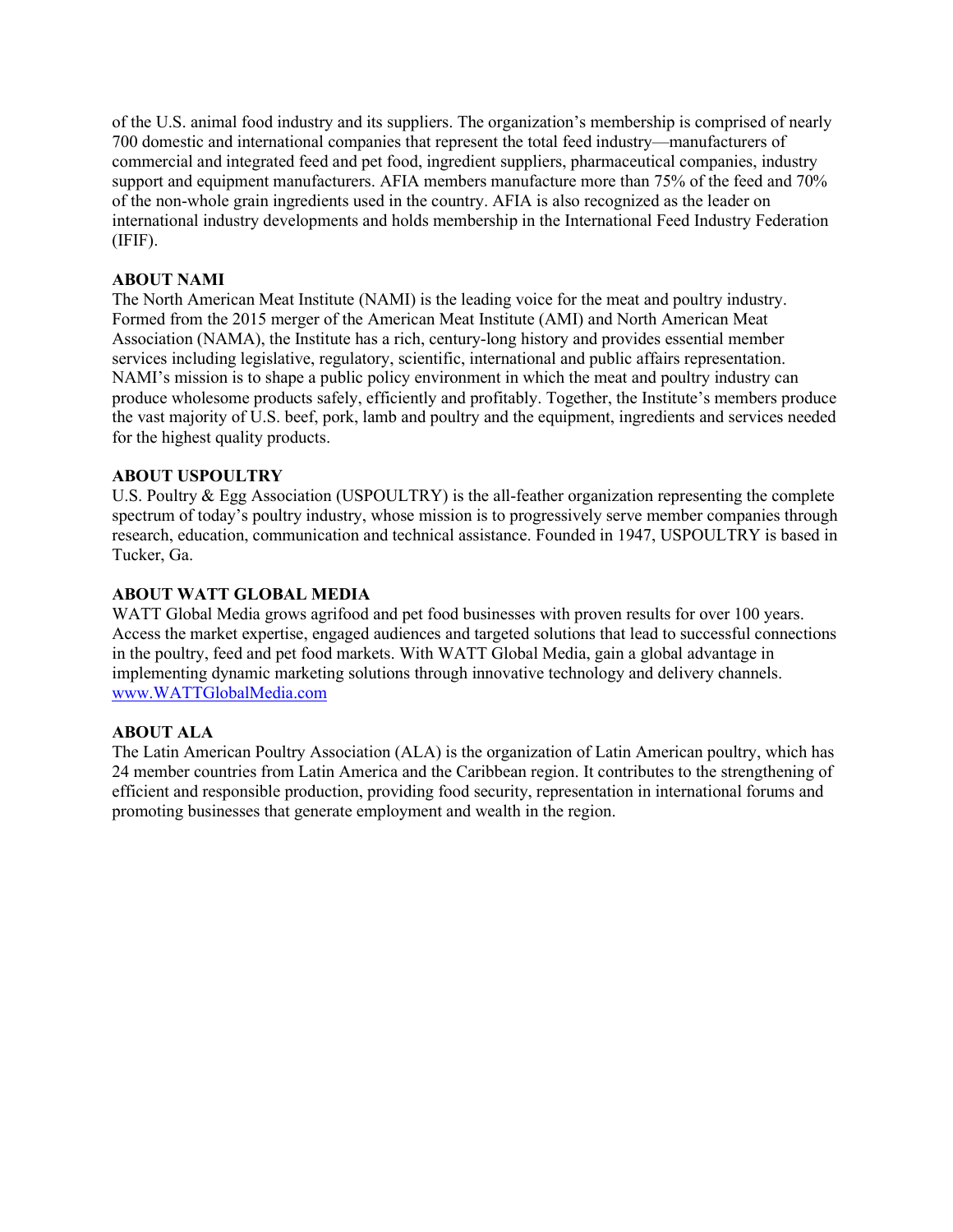of the U.S. animal food industry and its suppliers. The organization's membership is comprised of nearly 700 domestic and international companies that represent the total feed industry—manufacturers of commercial and integrated feed and pet food, ingredient suppliers, pharmaceutical companies, industry support and equipment manufacturers. AFIA members manufacture more than 75% of the feed and 70% of the non-whole grain ingredients used in the country. AFIA is also recognized as the leader on international industry developments and holds membership in the International Feed Industry Federation (IFIF).

**ABOUT NAMI**

The North American Meat Institute (NAMI) is the leading voice for the meat and poultry industry. Formed from the 2015 merger of the American Meat Institute (AMI) and North American Meat Association (NAMA), the Institute has a rich, century-long history and provides essential member services including legislative, regulatory, scientific, international and public affairs representation. NAMI's mission is to shape a public policy environment in which the meat and poultry industry can produce wholesome products safely, efficiently and profitably. Together, the Institute's members produce the vast majority of U.S. beef, pork, lamb and poultry and the equipment, ingredients and services needed for the highest quality products.

**ABOUT USPOULTRY**

U.S. Poultry & Egg Association (USPOULTRY) is the all-feather organization representing the complete spectrum of today's poultry industry, whose mission is to progressively serve member companies through research, education, communication and technical assistance. Founded in 1947, USPOULTRY is based in Tucker, Ga.

**ABOUT WATT GLOBAL MEDIA**

WATT Global Media grows agrifood and pet food businesses with proven results for over 100 years. Access the market expertise, engaged audiences and targeted solutions that lead to successful connections in the poultry, feed and pet food markets. With WATT Global Media, gain a global advantage in implementing dynamic marketing solutions through innovative technology and delivery channels. [www.WATTGlobalMedia.com](http://www.WATTGlobalMedia.com)

**ABOUT ALA**

The Latin American Poultry Association (ALA) is the organization of Latin American poultry, which has 24 member countries from Latin America and the Caribbean region. It contributes to the strengthening of efficient and responsible production, providing food security, representation in international forums and promoting businesses that generate employment and wealth in the region.